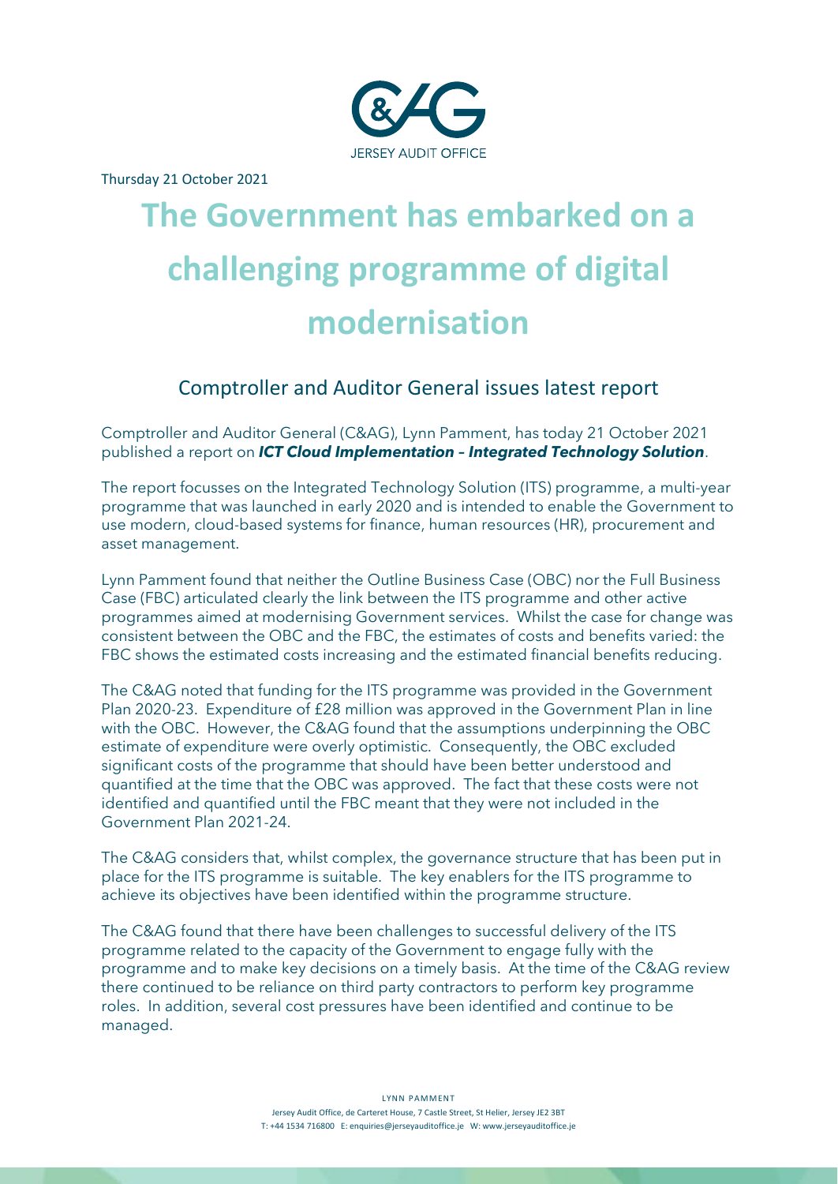Thursday 21 October 2021

# The Government has embarked on a challenging programme of digital modernisation

## Comptroller and Auditor General issues latest report

Comptroller and Auditor General (C&AG), Lynn Pamment, has today 21 October 2021 published a report on ***ICT Cloud Implementation – Integrated Technology Solution***.

The report focusses on the Integrated Technology Solution (ITS) programme, a multi-year programme that was launched in early 2020 and is intended to enable the Government to use modern, cloud-based systems for finance, human resources (HR), procurement and asset management.

Lynn Pamment found that neither the Outline Business Case (OBC) nor the Full Business Case (FBC) articulated clearly the link between the ITS programme and other active programmes aimed at modernising Government services. Whilst the case for change was consistent between the OBC and the FBC, the estimates of costs and benefits varied: the FBC shows the estimated costs increasing and the estimated financial benefits reducing.

The C&AG noted that funding for the ITS programme was provided in the Government Plan 2020-23. Expenditure of £28 million was approved in the Government Plan in line with the OBC. However, the C&AG found that the assumptions underpinning the OBC estimate of expenditure were overly optimistic. Consequently, the OBC excluded significant costs of the programme that should have been better understood and quantified at the time that the OBC was approved. The fact that these costs were not identified and quantified until the FBC meant that they were not included in the Government Plan 2021-24.

The C&AG considers that, whilst complex, the governance structure that has been put in place for the ITS programme is suitable. The key enablers for the ITS programme to achieve its objectives have been identified within the programme structure.

The C&AG found that there have been challenges to successful delivery of the ITS programme related to the capacity of the Government to engage fully with the programme and to make key decisions on a timely basis. At the time of the C&AG review there continued to be reliance on third party contractors to perform key programme roles. In addition, several cost pressures have been identified and continue to be managed.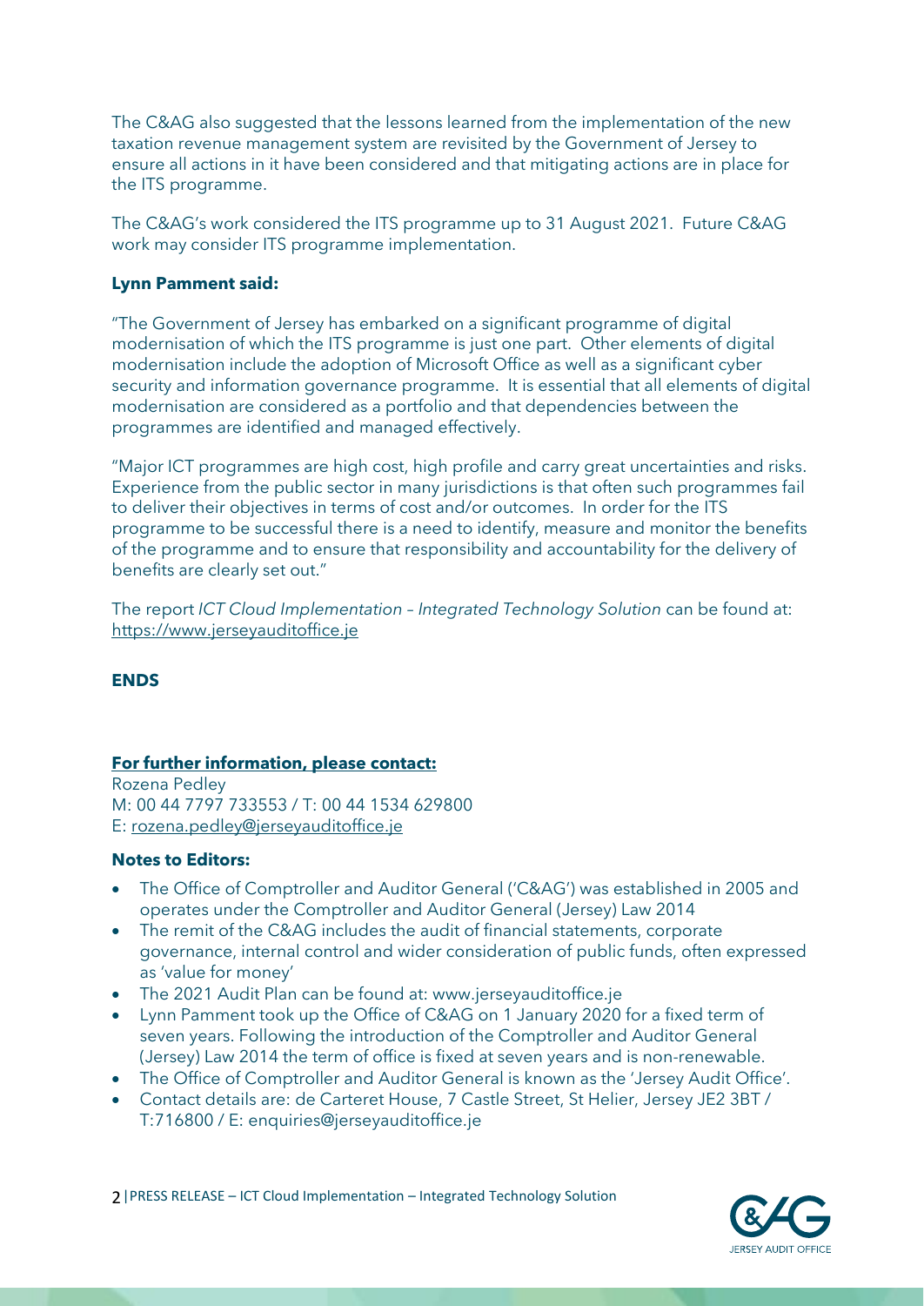The C&AG also suggested that the lessons learned from the implementation of the new taxation revenue management system are revisited by the Government of Jersey to ensure all actions in it have been considered and that mitigating actions are in place for the ITS programme.

The C&AG's work considered the ITS programme up to 31 August 2021. Future C&AG work may consider ITS programme implementation.

**Lynn Pamment said:**

"The Government of Jersey has embarked on a significant programme of digital modernisation of which the ITS programme is just one part. Other elements of digital modernisation include the adoption of Microsoft Office as well as a significant cyber security and information governance programme. It is essential that all elements of digital modernisation are considered as a portfolio and that dependencies between the programmes are identified and managed effectively.

"Major ICT programmes are high cost, high profile and carry great uncertainties and risks. Experience from the public sector in many jurisdictions is that often such programmes fail to deliver their objectives in terms of cost and/or outcomes. In order for the ITS programme to be successful there is a need to identify, measure and monitor the benefits of the programme and to ensure that responsibility and accountability for the delivery of benefits are clearly set out."

The report *ICT Cloud Implementation – Integrated Technology Solution* can be found at: https://www.jerseyauditoffice.je

**ENDS**

**For further information, please contact:**

Rozena Pedley
M: 00 44 7797 733553 / T: 00 44 1534 629800
E: rozena.pedley@jerseyauditoffice.je

**Notes to Editors:**

- The Office of Comptroller and Auditor General ('C&AG') was established in 2005 and operates under the Comptroller and Auditor General (Jersey) Law 2014
- The remit of the C&AG includes the audit of financial statements, corporate governance, internal control and wider consideration of public funds, often expressed as 'value for money'
- The 2021 Audit Plan can be found at: www.jerseyauditoffice.je
- Lynn Pamment took up the Office of C&AG on 1 January 2020 for a fixed term of seven years. Following the introduction of the Comptroller and Auditor General (Jersey) Law 2014 the term of office is fixed at seven years and is non-renewable.
- The Office of Comptroller and Auditor General is known as the 'Jersey Audit Office'.
- Contact details are: de Carteret House, 7 Castle Street, St Helier, Jersey JE2 3BT / T:716800 / E: enquiries@jerseyauditoffice.je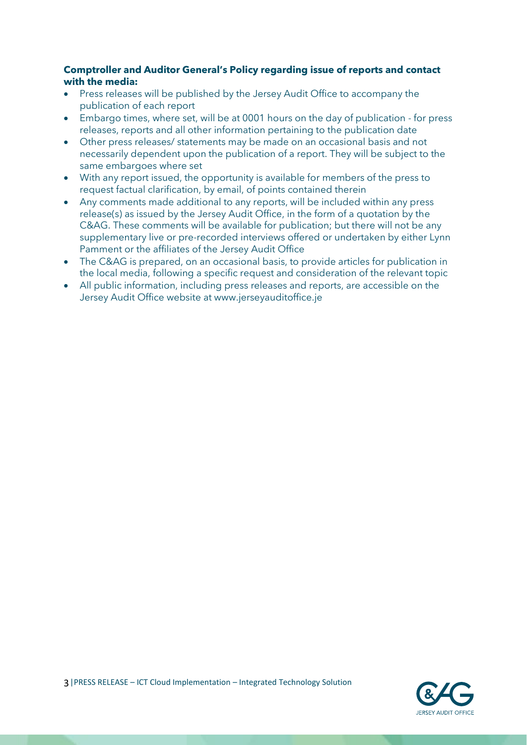**Comptroller and Auditor General's Policy regarding issue of reports and contact with the media:**

- Press releases will be published by the Jersey Audit Office to accompany the publication of each report
- Embargo times, where set, will be at 0001 hours on the day of publication - for press releases, reports and all other information pertaining to the publication date
- Other press releases/ statements may be made on an occasional basis and not necessarily dependent upon the publication of a report. They will be subject to the same embargoes where set
- With any report issued, the opportunity is available for members of the press to request factual clarification, by email, of points contained therein
- Any comments made additional to any reports, will be included within any press release(s) as issued by the Jersey Audit Office, in the form of a quotation by the C&AG. These comments will be available for publication; but there will not be any supplementary live or pre-recorded interviews offered or undertaken by either Lynn Pamment or the affiliates of the Jersey Audit Office
- The C&AG is prepared, on an occasional basis, to provide articles for publication in the local media, following a specific request and consideration of the relevant topic
- All public information, including press releases and reports, are accessible on the Jersey Audit Office website at www.jerseyauditoffice.je